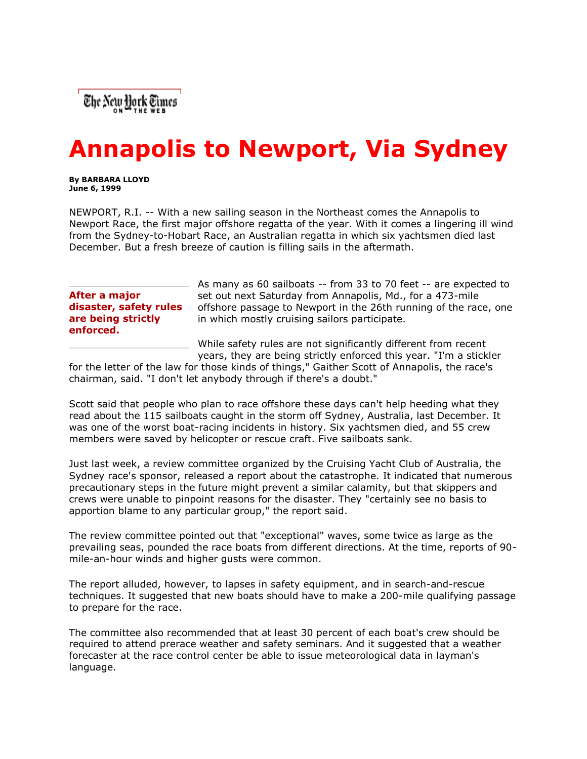The New York Times ON THE WEB

# Annapolis to Newport, Via Sydney

**By BARBARA LLOYD**
**June 6, 1999**

NEWPORT, R.I. -- With a new sailing season in the Northeast comes the Annapolis to Newport Race, the first major offshore regatta of the year. With it comes a lingering ill wind from the Sydney-to-Hobart Race, an Australian regatta in which six yachtsmen died last December. But a fresh breeze of caution is filling sails in the aftermath.

**After a major disaster, safety rules are being strictly enforced.**

As many as 60 sailboats -- from 33 to 70 feet -- are expected to set out next Saturday from Annapolis, Md., for a 473-mile offshore passage to Newport in the 26th running of the race, one in which mostly cruising sailors participate.

While safety rules are not significantly different from recent years, they are being strictly enforced this year. "I'm a stickler for the letter of the law for those kinds of things," Gaither Scott of Annapolis, the race's chairman, said. "I don't let anybody through if there's a doubt."

Scott said that people who plan to race offshore these days can't help heeding what they read about the 115 sailboats caught in the storm off Sydney, Australia, last December. It was one of the worst boat-racing incidents in history. Six yachtsmen died, and 55 crew members were saved by helicopter or rescue craft. Five sailboats sank.

Just last week, a review committee organized by the Cruising Yacht Club of Australia, the Sydney race's sponsor, released a report about the catastrophe. It indicated that numerous precautionary steps in the future might prevent a similar calamity, but that skippers and crews were unable to pinpoint reasons for the disaster. They "certainly see no basis to apportion blame to any particular group," the report said.

The review committee pointed out that "exceptional" waves, some twice as large as the prevailing seas, pounded the race boats from different directions. At the time, reports of 90-mile-an-hour winds and higher gusts were common.

The report alluded, however, to lapses in safety equipment, and in search-and-rescue techniques. It suggested that new boats should have to make a 200-mile qualifying passage to prepare for the race.

The committee also recommended that at least 30 percent of each boat's crew should be required to attend prerace weather and safety seminars. And it suggested that a weather forecaster at the race control center be able to issue meteorological data in layman's language.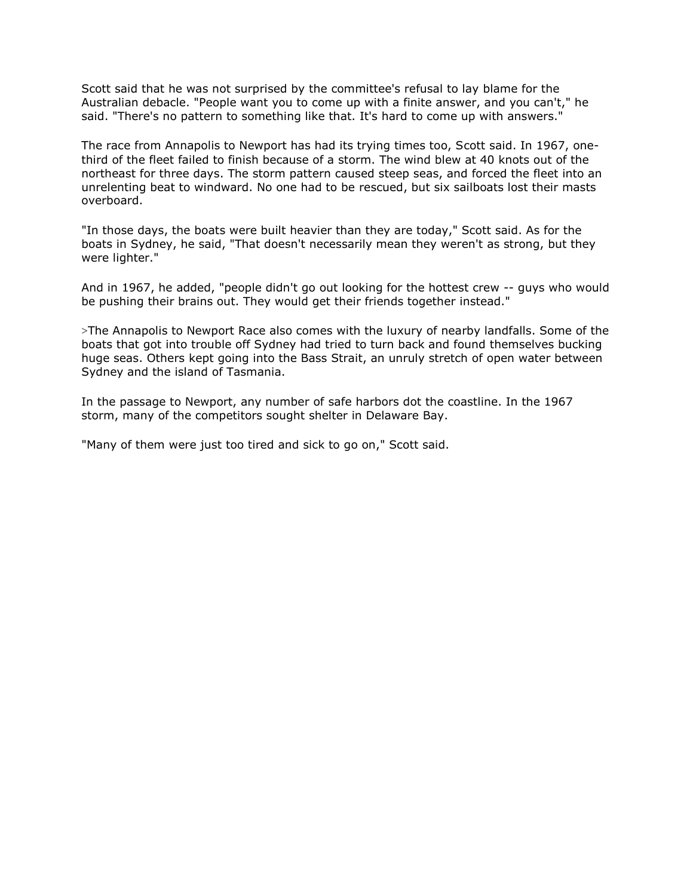Scott said that he was not surprised by the committee's refusal to lay blame for the Australian debacle. "People want you to come up with a finite answer, and you can't," he said. "There's no pattern to something like that. It's hard to come up with answers."

The race from Annapolis to Newport has had its trying times too, Scott said. In 1967, one-third of the fleet failed to finish because of a storm. The wind blew at 40 knots out of the northeast for three days. The storm pattern caused steep seas, and forced the fleet into an unrelenting beat to windward. No one had to be rescued, but six sailboats lost their masts overboard.

"In those days, the boats were built heavier than they are today," Scott said. As for the boats in Sydney, he said, "That doesn't necessarily mean they weren't as strong, but they were lighter."

And in 1967, he added, "people didn't go out looking for the hottest crew -- guys who would be pushing their brains out. They would get their friends together instead."

>The Annapolis to Newport Race also comes with the luxury of nearby landfalls. Some of the boats that got into trouble off Sydney had tried to turn back and found themselves bucking huge seas. Others kept going into the Bass Strait, an unruly stretch of open water between Sydney and the island of Tasmania.

In the passage to Newport, any number of safe harbors dot the coastline. In the 1967 storm, many of the competitors sought shelter in Delaware Bay.

"Many of them were just too tired and sick to go on," Scott said.